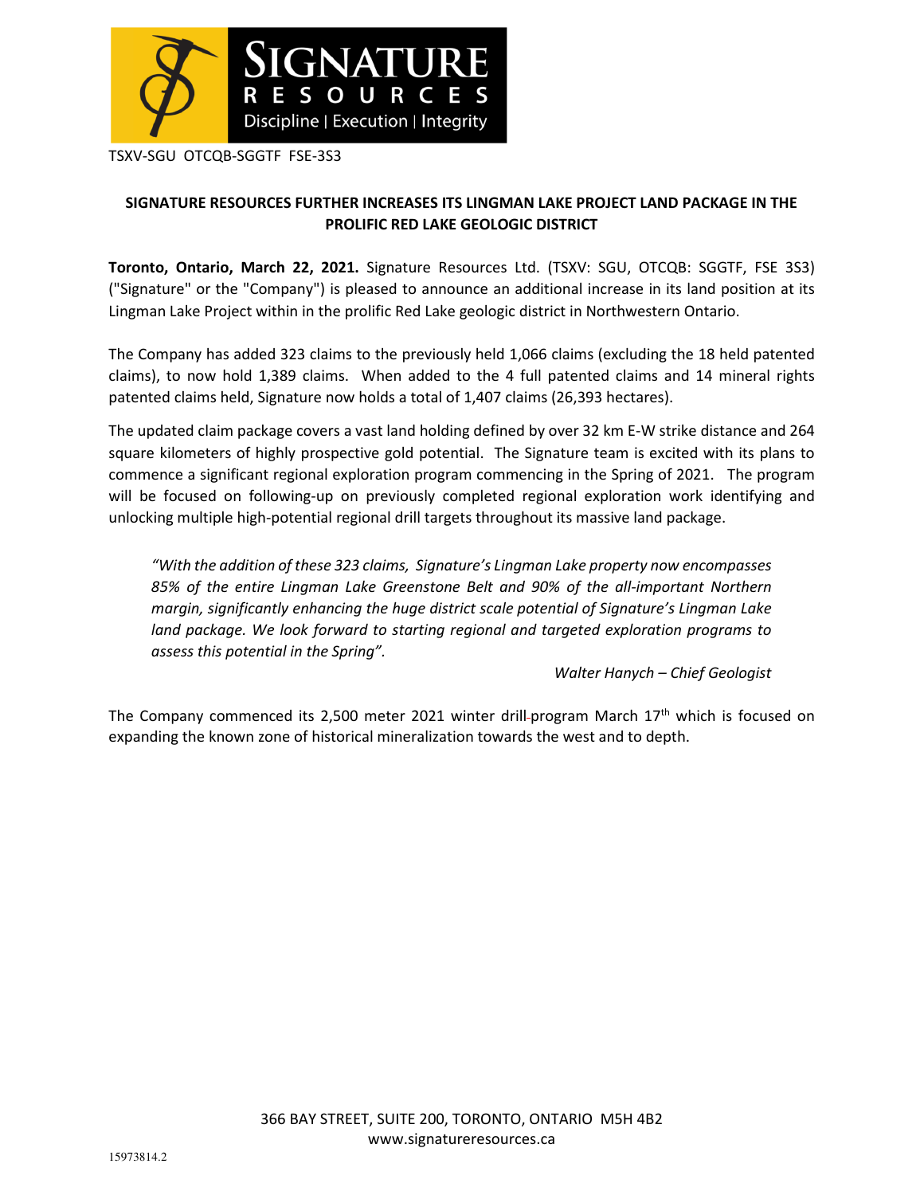TSXV-SGU OTCQB-SGGTF FSE-3S3

# SIGNATURE RESOURCES FURTHER INCREASES ITS LINGMAN LAKE PROJECT LAND PACKAGE IN THE PROLIFIC RED LAKE GEOLOGIC DISTRICT

**Toronto, Ontario, March 22, 2021.** Signature Resources Ltd. (TSXV: SGU, OTCQB: SGGTF, FSE 3S3) ("Signature" or the "Company") is pleased to announce an additional increase in its land position at its Lingman Lake Project within in the prolific Red Lake geologic district in Northwestern Ontario.

The Company has added 323 claims to the previously held 1,066 claims (excluding the 18 held patented claims), to now hold 1,389 claims. When added to the 4 full patented claims and 14 mineral rights patented claims held, Signature now holds a total of 1,407 claims (26,393 hectares).

The updated claim package covers a vast land holding defined by over 32 km E-W strike distance and 264 square kilometers of highly prospective gold potential. The Signature team is excited with its plans to commence a significant regional exploration program commencing in the Spring of 2021. The program will be focused on following-up on previously completed regional exploration work identifying and unlocking multiple high-potential regional drill targets throughout its massive land package.

> *"With the addition of these 323 claims, Signature's Lingman Lake property now encompasses 85% of the entire Lingman Lake Greenstone Belt and 90% of the all-important Northern margin, significantly enhancing the huge district scale potential of Signature's Lingman Lake land package. We look forward to starting regional and targeted exploration programs to assess this potential in the Spring".*
>
> *Walter Hanych – Chief Geologist*

The Company commenced its 2,500 meter 2021 winter drill-program March 17th which is focused on expanding the known zone of historical mineralization towards the west and to depth.

366 BAY STREET, SUITE 200, TORONTO, ONTARIO M5H 4B2
www.signatureresources.ca

15973814.2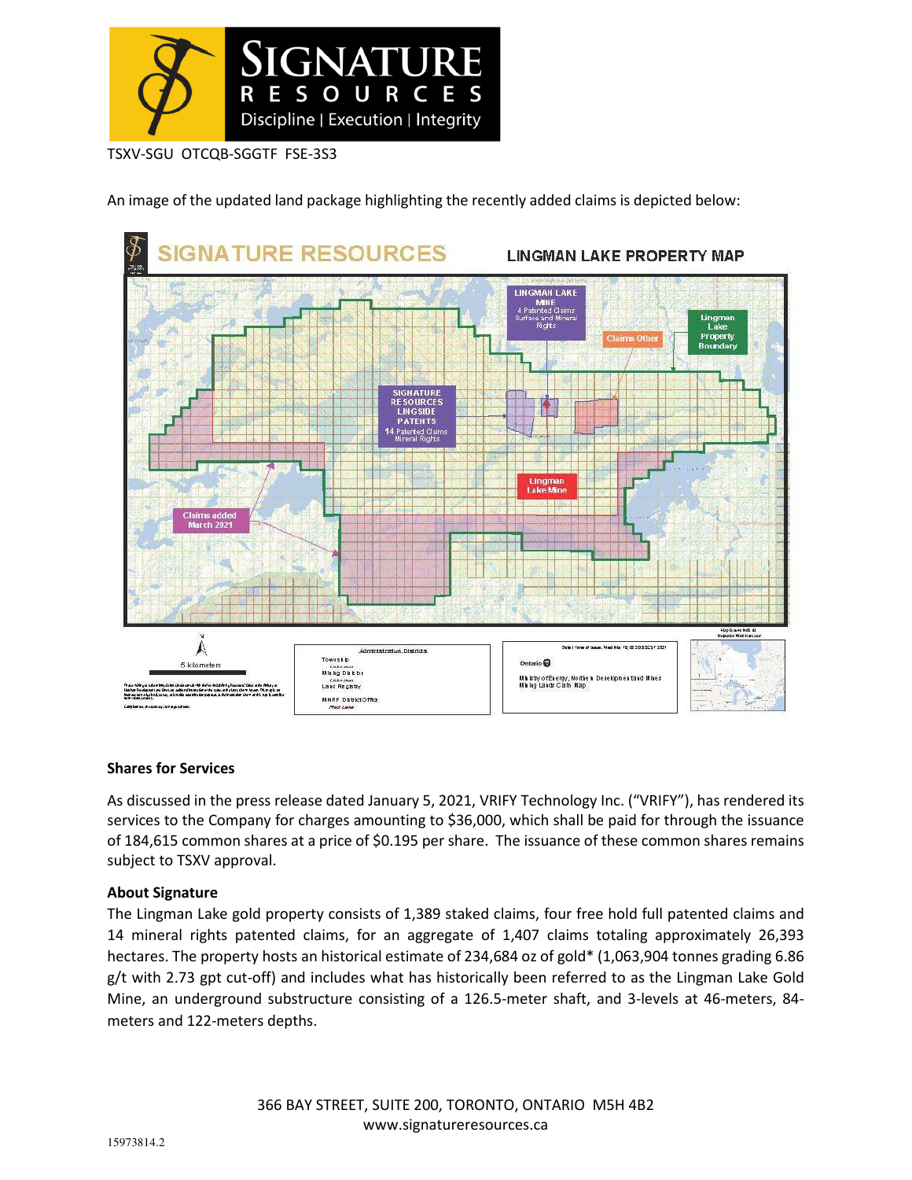TSXV-SGU OTCQB-SGGTF FSE-3S3

An image of the updated land package highlighting the recently added claims is depicted below:

### Shares for Services

As discussed in the press release dated January 5, 2021, VRIFY Technology Inc. ("VRIFY"), has rendered its services to the Company for charges amounting to $36,000, which shall be paid for through the issuance of 184,615 common shares at a price of $0.195 per share. The issuance of these common shares remains subject to TSXV approval.

### About Signature

The Lingman Lake gold property consists of 1,389 staked claims, four free hold full patented claims and 14 mineral rights patented claims, for an aggregate of 1,407 claims totaling approximately 26,393 hectares. The property hosts an historical estimate of 234,684 oz of gold* (1,063,904 tonnes grading 6.86 g/t with 2.73 gpt cut-off) and includes what has historically been referred to as the Lingman Lake Gold Mine, an underground substructure consisting of a 126.5-meter shaft, and 3-levels at 46-meters, 84-meters and 122-meters depths.

366 BAY STREET, SUITE 200, TORONTO, ONTARIO M5H 4B2
www.signatureresources.ca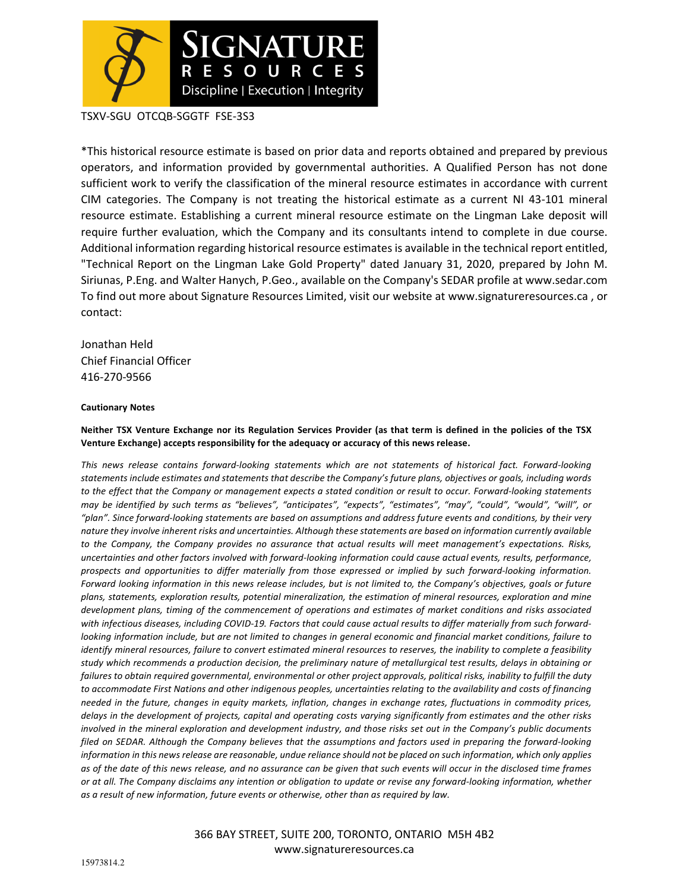TSXV-SGU OTCQB-SGGTF FSE-3S3

*This historical resource estimate is based on prior data and reports obtained and prepared by previous operators, and information provided by governmental authorities. A Qualified Person has not done sufficient work to verify the classification of the mineral resource estimates in accordance with current CIM categories. The Company is not treating the historical estimate as a current NI 43-101 mineral resource estimate. Establishing a current mineral resource estimate on the Lingman Lake deposit will require further evaluation, which the Company and its consultants intend to complete in due course. Additional information regarding historical resource estimates is available in the technical report entitled, "Technical Report on the Lingman Lake Gold Property" dated January 31, 2020, prepared by John M. Siriunas, P.Eng. and Walter Hanych, P.Geo., available on the Company's SEDAR profile at www.sedar.com To find out more about Signature Resources Limited, visit our website at www.signatureresources.ca , or contact:

Jonathan Held
Chief Financial Officer
416-270-9566

**Cautionary Notes**

**Neither TSX Venture Exchange nor its Regulation Services Provider (as that term is defined in the policies of the TSX Venture Exchange) accepts responsibility for the adequacy or accuracy of this news release.**

*This news release contains forward-looking statements which are not statements of historical fact. Forward-looking statements include estimates and statements that describe the Company's future plans, objectives or goals, including words to the effect that the Company or management expects a stated condition or result to occur. Forward-looking statements may be identified by such terms as "believes", "anticipates", "expects", "estimates", "may", "could", "would", "will", or "plan". Since forward-looking statements are based on assumptions and address future events and conditions, by their very nature they involve inherent risks and uncertainties. Although these statements are based on information currently available to the Company, the Company provides no assurance that actual results will meet management's expectations. Risks, uncertainties and other factors involved with forward-looking information could cause actual events, results, performance, prospects and opportunities to differ materially from those expressed or implied by such forward-looking information. Forward looking information in this news release includes, but is not limited to, the Company's objectives, goals or future plans, statements, exploration results, potential mineralization, the estimation of mineral resources, exploration and mine development plans, timing of the commencement of operations and estimates of market conditions and risks associated with infectious diseases, including COVID-19. Factors that could cause actual results to differ materially from such forward-looking information include, but are not limited to changes in general economic and financial market conditions, failure to identify mineral resources, failure to convert estimated mineral resources to reserves, the inability to complete a feasibility study which recommends a production decision, the preliminary nature of metallurgical test results, delays in obtaining or failures to obtain required governmental, environmental or other project approvals, political risks, inability to fulfill the duty to accommodate First Nations and other indigenous peoples, uncertainties relating to the availability and costs of financing needed in the future, changes in equity markets, inflation, changes in exchange rates, fluctuations in commodity prices, delays in the development of projects, capital and operating costs varying significantly from estimates and the other risks involved in the mineral exploration and development industry, and those risks set out in the Company's public documents filed on SEDAR. Although the Company believes that the assumptions and factors used in preparing the forward-looking information in this news release are reasonable, undue reliance should not be placed on such information, which only applies as of the date of this news release, and no assurance can be given that such events will occur in the disclosed time frames or at all. The Company disclaims any intention or obligation to update or revise any forward-looking information, whether as a result of new information, future events or otherwise, other than as required by law.*

366 BAY STREET, SUITE 200, TORONTO, ONTARIO M5H 4B2
www.signatureresources.ca

15973814.2